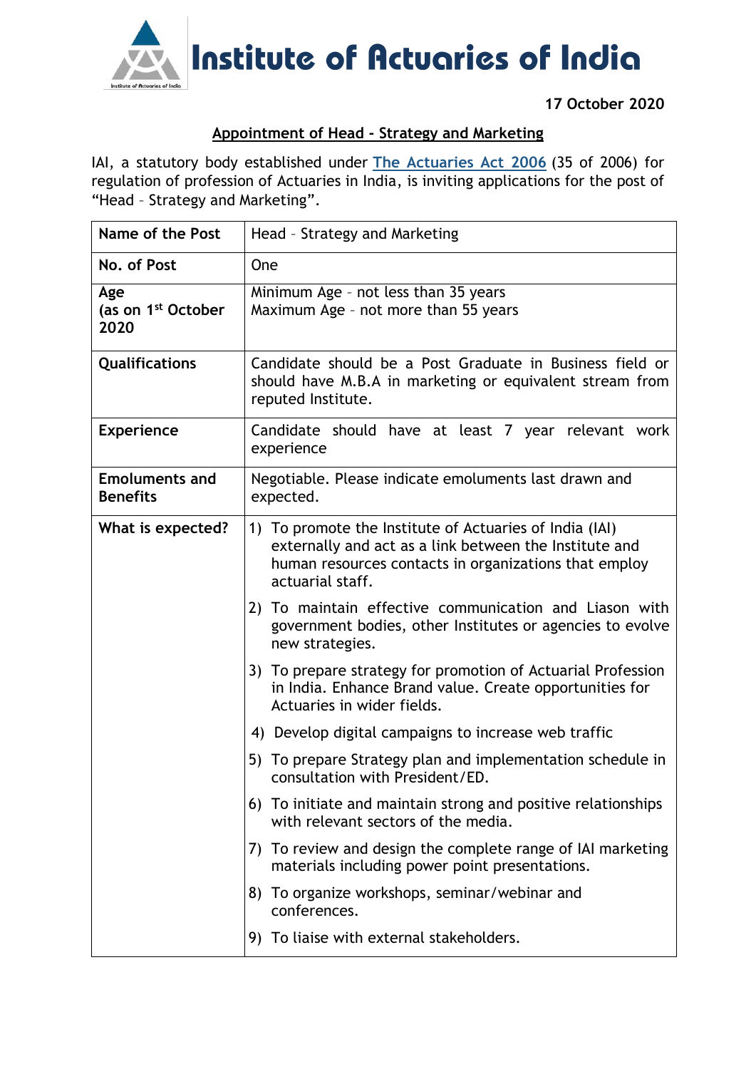# Institute of Actuaries of India

**17 October 2020**

## Appointment of Head - Strategy and Marketing

IAI, a statutory body established under The Actuaries Act 2006 (35 of 2006) for regulation of profession of Actuaries in India, is inviting applications for the post of "Head – Strategy and Marketing".

| **Name of the Post** | Head – Strategy and Marketing |
|---|---|
| **No. of Post** | One |
| **Age (as on 1st October 2020** | Minimum Age – not less than 35 years<br>Maximum Age – not more than 55 years |
| **Qualifications** | Candidate should be a Post Graduate in Business field or should have M.B.A in marketing or equivalent stream from reputed Institute. |
| **Experience** | Candidate should have at least 7 year relevant work experience |
| **Emoluments and Benefits** | Negotiable. Please indicate emoluments last drawn and expected. |
| **What is expected?** | 1) To promote the Institute of Actuaries of India (IAI) externally and act as a link between the Institute and human resources contacts in organizations that employ actuarial staff.<br>2) To maintain effective communication and Liason with government bodies, other Institutes or agencies to evolve new strategies.<br>3) To prepare strategy for promotion of Actuarial Profession in India. Enhance Brand value. Create opportunities for Actuaries in wider fields.<br>4) Develop digital campaigns to increase web traffic<br>5) To prepare Strategy plan and implementation schedule in consultation with President/ED.<br>6) To initiate and maintain strong and positive relationships with relevant sectors of the media.<br>7) To review and design the complete range of IAI marketing materials including power point presentations.<br>8) To organize workshops, seminar/webinar and conferences.<br>9) To liaise with external stakeholders. |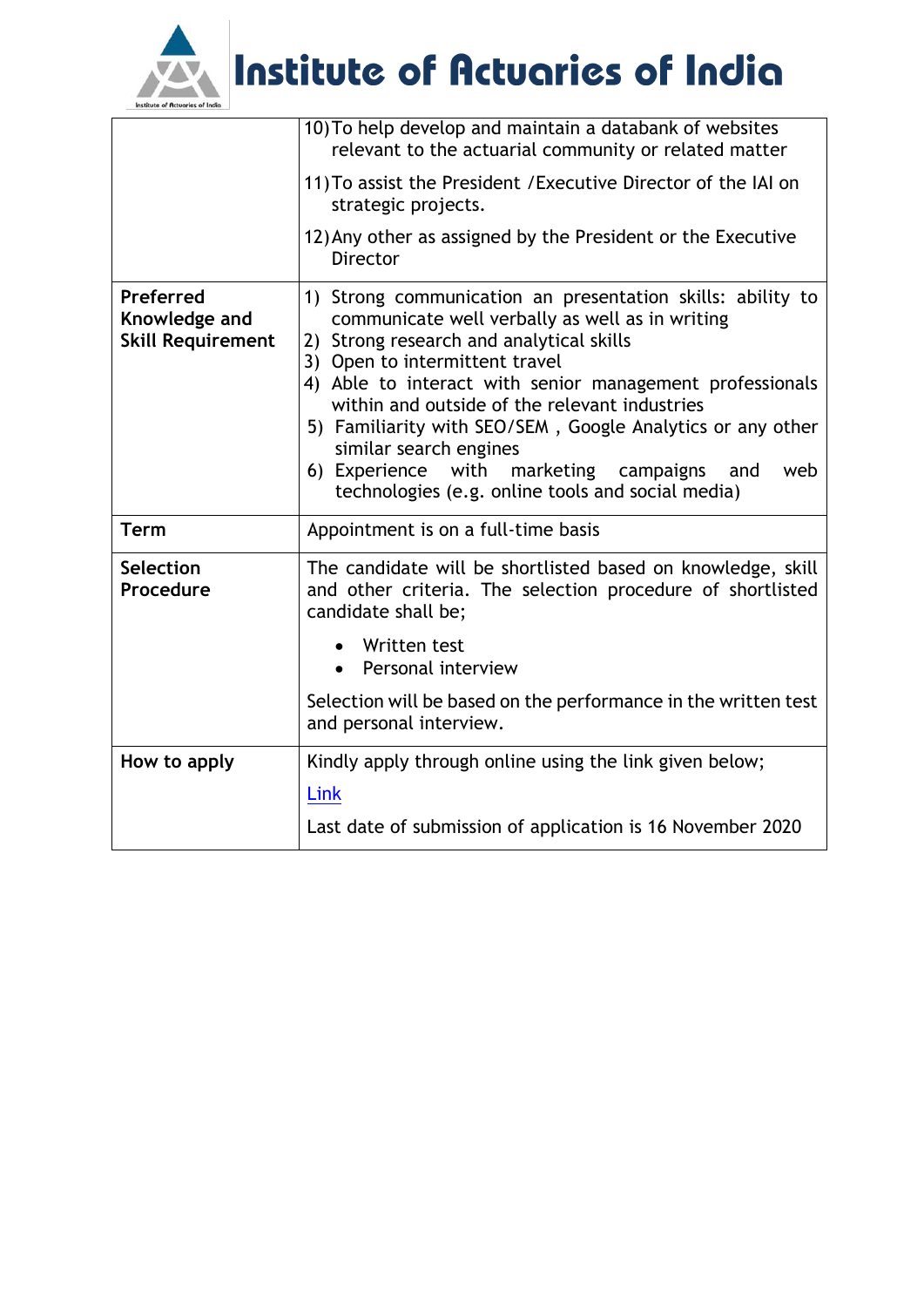| | |
|---|---|
| | 10) To help develop and maintain a databank of websites relevant to the actuarial community or related matter<br><br>11) To assist the President /Executive Director of the IAI on strategic projects.<br><br>12) Any other as assigned by the President or the Executive Director |
| **Preferred Knowledge and Skill Requirement** | 1) Strong communication an presentation skills: ability to communicate well verbally as well as in writing<br>2) Strong research and analytical skills<br>3) Open to intermittent travel<br>4) Able to interact with senior management professionals within and outside of the relevant industries<br>5) Familiarity with SEO/SEM , Google Analytics or any other similar search engines<br>6) Experience with marketing campaigns and web technologies (e.g. online tools and social media) |
| **Term** | Appointment is on a full-time basis |
| **Selection Procedure** | The candidate will be shortlisted based on knowledge, skill and other criteria. The selection procedure of shortlisted candidate shall be;<br><br>• Written test<br>• Personal interview<br><br>Selection will be based on the performance in the written test and personal interview. |
| **How to apply** | Kindly apply through online using the link given below;<br><br>Link<br><br>Last date of submission of application is 16 November 2020 |